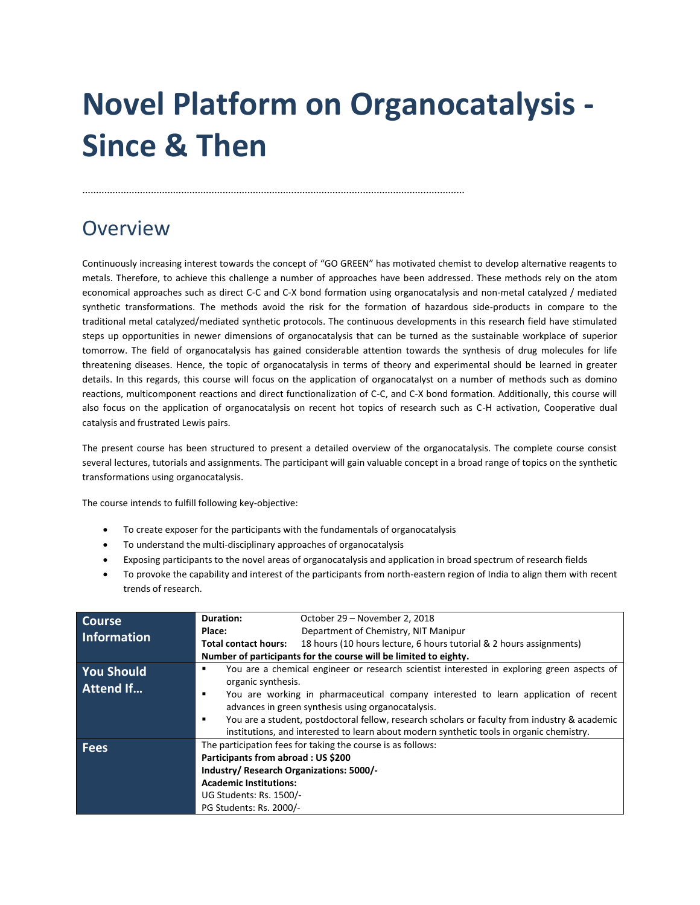# Novel Platform on Organocatalysis - Since & Then

………………………………………………………………………………………………………………………………

## Overview

Continuously increasing interest towards the concept of “GO GREEN” has motivated chemist to develop alternative reagents to metals. Therefore, to achieve this challenge a number of approaches have been addressed. These methods rely on the atom economical approaches such as direct C-C and C-X bond formation using organocatalysis and non-metal catalyzed / mediated synthetic transformations. The methods avoid the risk for the formation of hazardous side-products in compare to the traditional metal catalyzed/mediated synthetic protocols. The continuous developments in this research field have stimulated steps up opportunities in newer dimensions of organocatalysis that can be turned as the sustainable workplace of superior tomorrow. The field of organocatalysis has gained considerable attention towards the synthesis of drug molecules for life threatening diseases. Hence, the topic of organocatalysis in terms of theory and experimental should be learned in greater details. In this regards, this course will focus on the application of organocatalyst on a number of methods such as domino reactions, multicomponent reactions and direct functionalization of C-C, and C-X bond formation. Additionally, this course will also focus on the application of organocatalysis on recent hot topics of research such as C-H activation, Cooperative dual catalysis and frustrated Lewis pairs.

The present course has been structured to present a detailed overview of the organocatalysis. The complete course consist several lectures, tutorials and assignments. The participant will gain valuable concept in a broad range of topics on the synthetic transformations using organocatalysis.

The course intends to fulfill following key-objective:

- To create exposer for the participants with the fundamentals of organocatalysis
- To understand the multi-disciplinary approaches of organocatalysis
- Exposing participants to the novel areas of organocatalysis and application in broad spectrum of research fields
- To provoke the capability and interest of the participants from north-eastern region of India to align them with recent trends of research.

| | |
|---|---|
| **Course Information** | **Duration:** October 29 – November 2, 2018<br>**Place:** Department of Chemistry, NIT Manipur<br>**Total contact hours:** 18 hours (10 hours lecture, 6 hours tutorial & 2 hours assignments)<br>**Number of participants for the course will be limited to eighty.** |
| **You Should Attend If…** | ▪ You are a chemical engineer or research scientist interested in exploring green aspects of organic synthesis.<br>▪ You are working in pharmaceutical company interested to learn application of recent advances in green synthesis using organocatalysis.<br>▪ You are a student, postdoctoral fellow, research scholars or faculty from industry & academic institutions, and interested to learn about modern synthetic tools in organic chemistry. |
| **Fees** | The participation fees for taking the course is as follows:<br>**Participants from abroad : US $200**<br>**Industry/ Research Organizations: 5000/-**<br>**Academic Institutions:**<br>UG Students: Rs. 1500/-<br>PG Students: Rs. 2000/- |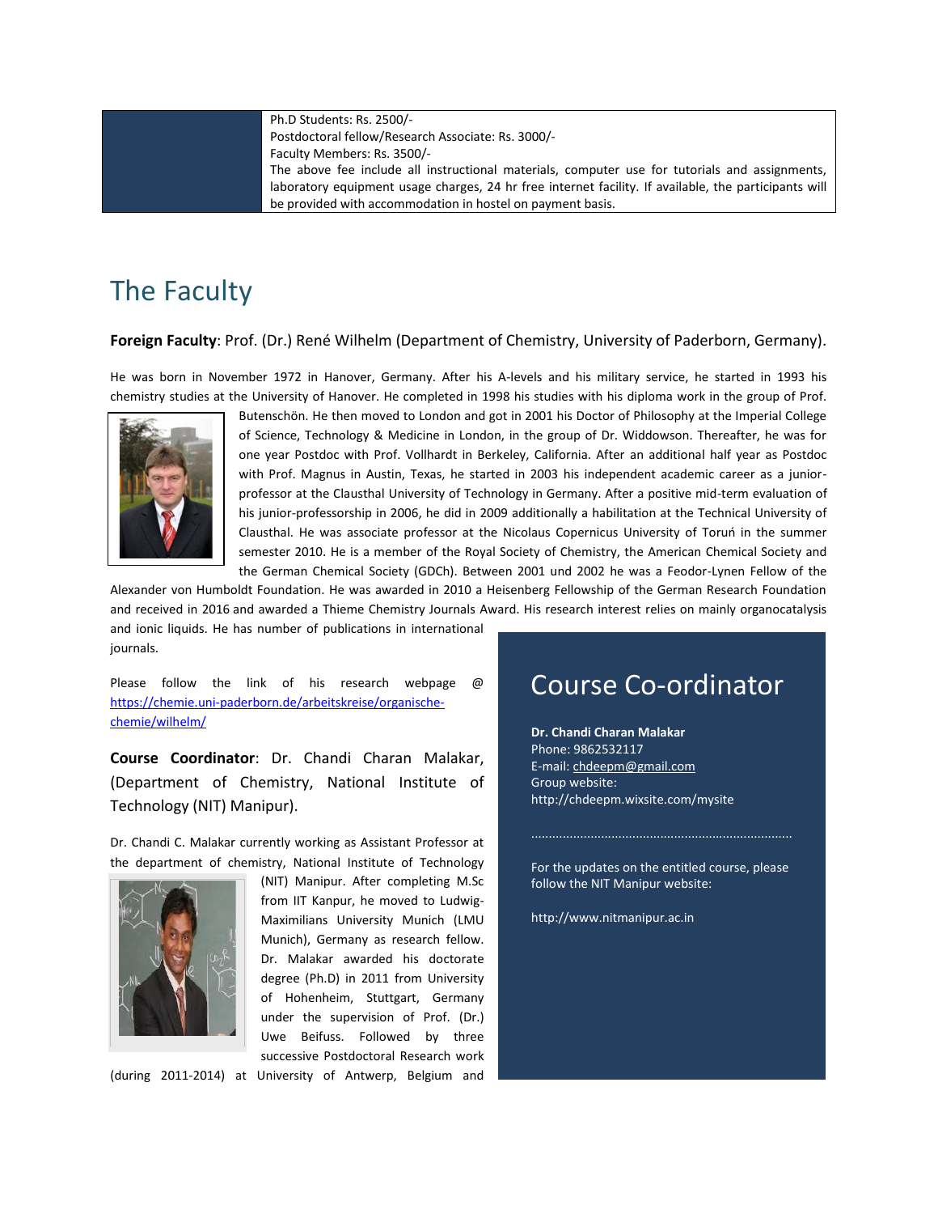| | Ph.D Students: Rs. 2500/-<br>Postdoctoral fellow/Research Associate: Rs. 3000/-<br>Faculty Members: Rs. 3500/-<br>The above fee include all instructional materials, computer use for tutorials and assignments, laboratory equipment usage charges, 24 hr free internet facility. If available, the participants will be provided with accommodation in hostel on payment basis. |
|---|---|

# The Faculty

**Foreign Faculty**: Prof. (Dr.) René Wilhelm (Department of Chemistry, University of Paderborn, Germany).

He was born in November 1972 in Hanover, Germany. After his A-levels and his military service, he started in 1993 his chemistry studies at the University of Hanover. He completed in 1998 his studies with his diploma work in the group of Prof. Butenschön. He then moved to London and got in 2001 his Doctor of Philosophy at the Imperial College of Science, Technology & Medicine in London, in the group of Dr. Widdowson. Thereafter, he was for one year Postdoc with Prof. Vollhardt in Berkeley, California. After an additional half year as Postdoc with Prof. Magnus in Austin, Texas, he started in 2003 his independent academic career as a junior-professor at the Clausthal University of Technology in Germany. After a positive mid-term evaluation of his junior-professorship in 2006, he did in 2009 additionally a habilitation at the Technical University of Clausthal. He was associate professor at the Nicolaus Copernicus University of Toruń in the summer semester 2010. He is a member of the Royal Society of Chemistry, the American Chemical Society and the German Chemical Society (GDCh). Between 2001 und 2002 he was a Feodor-Lynen Fellow of the Alexander von Humboldt Foundation. He was awarded in 2010 a Heisenberg Fellowship of the German Research Foundation and received in 2016 and awarded a Thieme Chemistry Journals Award. His research interest relies on mainly organocatalysis and ionic liquids. He has number of publications in international journals.

Please follow the link of his research webpage @ https://chemie.uni-paderborn.de/arbeitskreise/organische-chemie/wilhelm/

**Course Coordinator**: Dr. Chandi Charan Malakar, (Department of Chemistry, National Institute of Technology (NIT) Manipur).

Dr. Chandi C. Malakar currently working as Assistant Professor at the department of chemistry, National Institute of Technology (NIT) Manipur. After completing M.Sc from IIT Kanpur, he moved to Ludwig-Maximilians University Munich (LMU Munich), Germany as research fellow. Dr. Malakar awarded his doctorate degree (Ph.D) in 2011 from University of Hohenheim, Stuttgart, Germany under the supervision of Prof. (Dr.) Uwe Beifuss. Followed by three successive Postdoctoral Research work (during 2011-2014) at University of Antwerp, Belgium and

## Course Co-ordinator

**Dr. Chandi Charan Malakar**
Phone: 9862532117
E-mail: chdeepm@gmail.com
Group website:
http://chdeepm.wixsite.com/mysite

.........................................................................

For the updates on the entitled course, please follow the NIT Manipur website:

http://www.nitmanipur.ac.in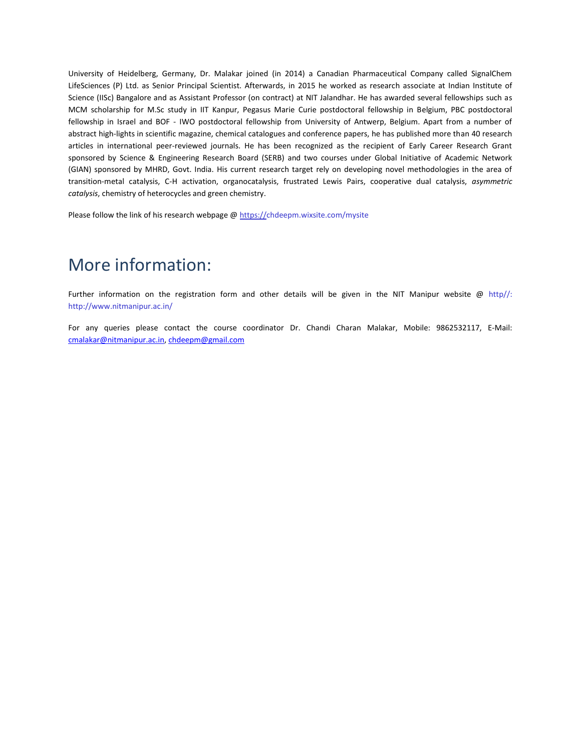University of Heidelberg, Germany, Dr. Malakar joined (in 2014) a Canadian Pharmaceutical Company called SignalChem LifeSciences (P) Ltd. as Senior Principal Scientist. Afterwards, in 2015 he worked as research associate at Indian Institute of Science (IISc) Bangalore and as Assistant Professor (on contract) at NIT Jalandhar. He has awarded several fellowships such as MCM scholarship for M.Sc study in IIT Kanpur, Pegasus Marie Curie postdoctoral fellowship in Belgium, PBC postdoctoral fellowship in Israel and BOF - IWO postdoctoral fellowship from University of Antwerp, Belgium. Apart from a number of abstract high-lights in scientific magazine, chemical catalogues and conference papers, he has published more than 40 research articles in international peer-reviewed journals. He has been recognized as the recipient of Early Career Research Grant sponsored by Science & Engineering Research Board (SERB) and two courses under Global Initiative of Academic Network (GIAN) sponsored by MHRD, Govt. India. His current research target rely on developing novel methodologies in the area of transition-metal catalysis, C-H activation, organocatalysis, frustrated Lewis Pairs, cooperative dual catalysis, *asymmetric catalysis*, chemistry of heterocycles and green chemistry.

Please follow the link of his research webpage @ https://chdeepm.wixsite.com/mysite

# More information:

Further information on the registration form and other details will be given in the NIT Manipur website @ http//: http://www.nitmanipur.ac.in/

For any queries please contact the course coordinator Dr. Chandi Charan Malakar, Mobile: 9862532117, E-Mail: cmalakar@nitmanipur.ac.in, chdeepm@gmail.com